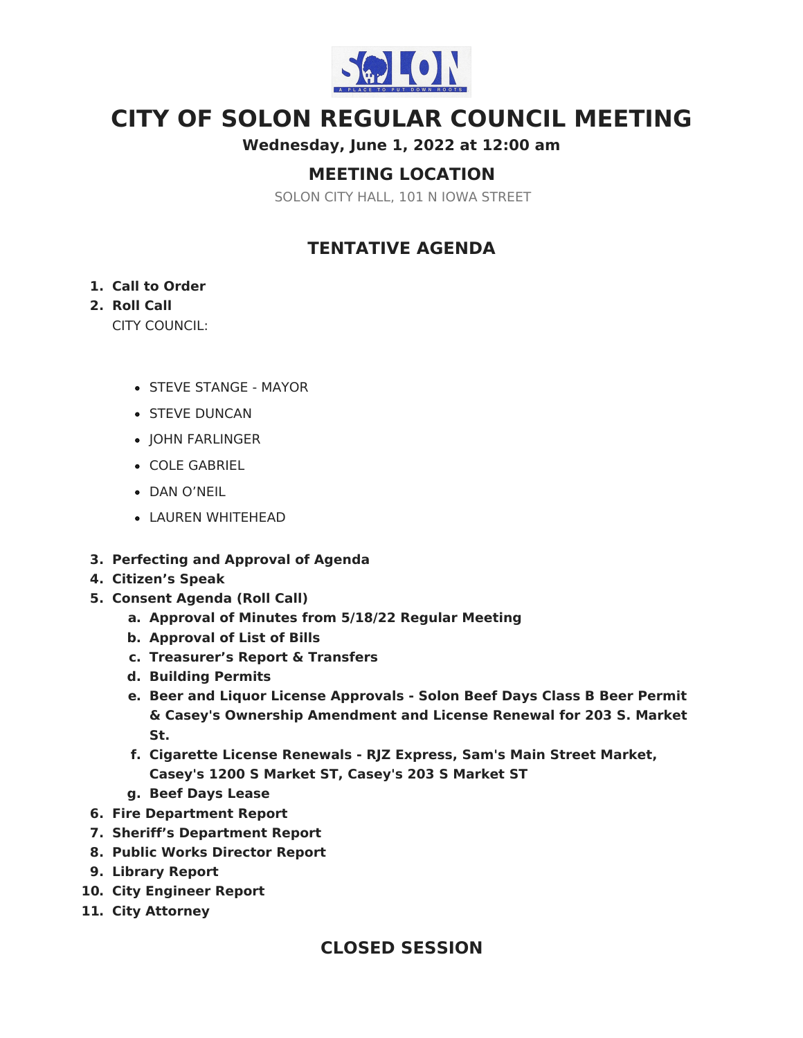# CITY OF SOLON REGULAR COUNCIL MEETING

**Wednesday, June 1, 2022 at 12:00 am**

## MEETING LOCATION

SOLON CITY HALL, 101 N IOWA STREET

## TENTATIVE AGENDA

1. **Call to Order**
2. **Roll Call**

   CITY COUNCIL:

   - STEVE STANGE - MAYOR
   - STEVE DUNCAN
   - JOHN FARLINGER
   - COLE GABRIEL
   - DAN O'NEIL
   - LAUREN WHITEHEAD

3. **Perfecting and Approval of Agenda**
4. **Citizen's Speak**
5. **Consent Agenda (Roll Call)**
   a. **Approval of Minutes from 5/18/22 Regular Meeting**
   b. **Approval of List of Bills**
   c. **Treasurer's Report & Transfers**
   d. **Building Permits**
   e. **Beer and Liquor License Approvals - Solon Beef Days Class B Beer Permit & Casey's Ownership Amendment and License Renewal for 203 S. Market St.**
   f. **Cigarette License Renewals - RJZ Express, Sam's Main Street Market, Casey's 1200 S Market ST, Casey's 203 S Market ST**
   g. **Beef Days Lease**
6. **Fire Department Report**
7. **Sheriff's Department Report**
8. **Public Works Director Report**
9. **Library Report**
10. **City Engineer Report**
11. **City Attorney**

## CLOSED SESSION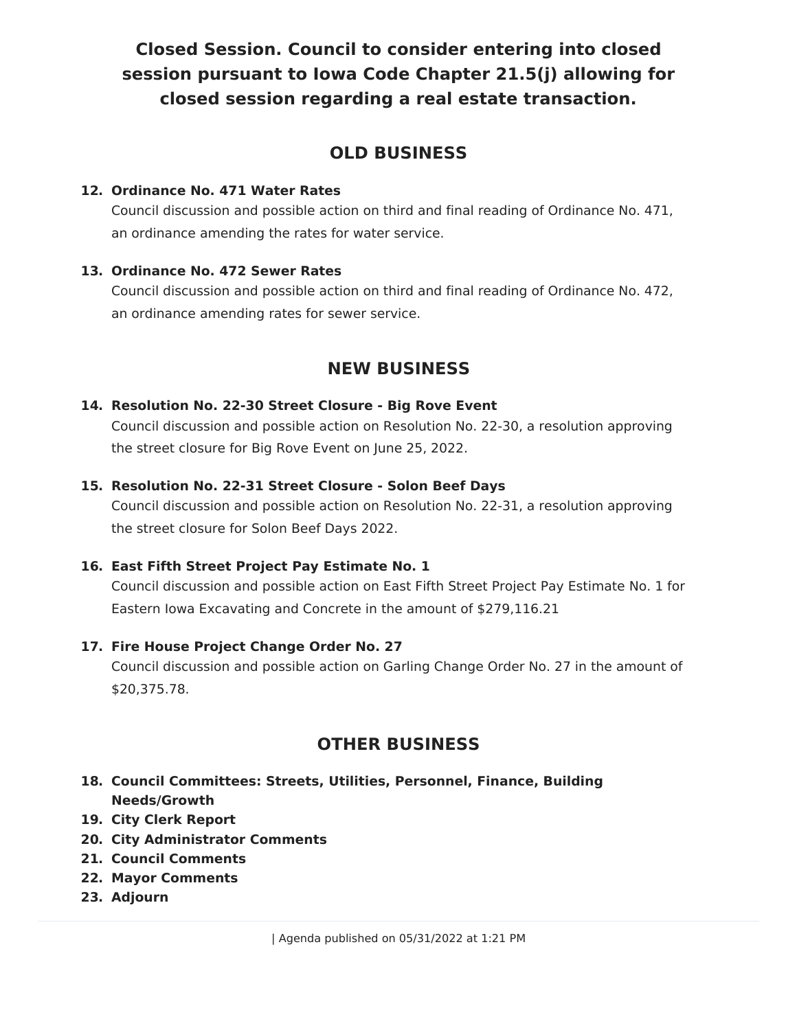**Closed Session. Council to consider entering into closed session pursuant to Iowa Code Chapter 21.5(j) allowing for closed session regarding a real estate transaction.**

## OLD BUSINESS

12. **Ordinance No. 471 Water Rates**
    Council discussion and possible action on third and final reading of Ordinance No. 471, an ordinance amending the rates for water service.

13. **Ordinance No. 472 Sewer Rates**
    Council discussion and possible action on third and final reading of Ordinance No. 472, an ordinance amending rates for sewer service.

## NEW BUSINESS

14. **Resolution No. 22-30 Street Closure - Big Rove Event**
    Council discussion and possible action on Resolution No. 22-30, a resolution approving the street closure for Big Rove Event on June 25, 2022.

15. **Resolution No. 22-31 Street Closure - Solon Beef Days**
    Council discussion and possible action on Resolution No. 22-31, a resolution approving the street closure for Solon Beef Days 2022.

16. **East Fifth Street Project Pay Estimate No. 1**
    Council discussion and possible action on East Fifth Street Project Pay Estimate No. 1 for Eastern Iowa Excavating and Concrete in the amount of $279,116.21

17. **Fire House Project Change Order No. 27**
    Council discussion and possible action on Garling Change Order No. 27 in the amount of $20,375.78.

## OTHER BUSINESS

18. **Council Committees: Streets, Utilities, Personnel, Finance, Building Needs/Growth**
19. **City Clerk Report**
20. **City Administrator Comments**
21. **Council Comments**
22. **Mayor Comments**
23. **Adjourn**

| Agenda published on 05/31/2022 at 1:21 PM